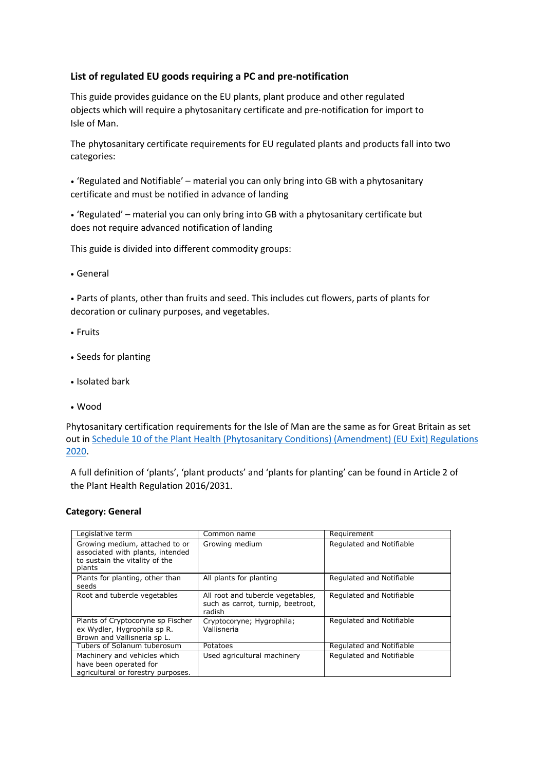### List of regulated EU goods requiring a PC and pre-notification

This guide provides guidance on the EU plants, plant produce and other regulated objects which will require a phytosanitary certificate and pre-notification for import to Isle of Man.

The phytosanitary certificate requirements for EU regulated plants and products fall into two categories:

- 'Regulated and Notifiable' – material you can only bring into GB with a phytosanitary certificate and must be notified in advance of landing
- 'Regulated' – material you can only bring into GB with a phytosanitary certificate but does not require advanced notification of landing

This guide is divided into different commodity groups:

- General
- Parts of plants, other than fruits and seed. This includes cut flowers, parts of plants for decoration or culinary purposes, and vegetables.
- Fruits
- Seeds for planting
- Isolated bark
- Wood

Phytosanitary certification requirements for the Isle of Man are the same as for Great Britain as set out in [Schedule 10 of the Plant Health (Phytosanitary Conditions) (Amendment) (EU Exit) Regulations 2020]().

A full definition of 'plants', 'plant products' and 'plants for planting' can be found in Article 2 of the Plant Health Regulation 2016/2031.

**Category: General**

| Legislative term | Common name | Requirement |
|---|---|---|
| Growing medium, attached to or associated with plants, intended to sustain the vitality of the plants | Growing medium | Regulated and Notifiable |
| Plants for planting, other than seeds | All plants for planting | Regulated and Notifiable |
| Root and tubercle vegetables | All root and tubercle vegetables, such as carrot, turnip, beetroot, radish | Regulated and Notifiable |
| Plants of Cryptocoryne sp Fischer ex Wydler, Hygrophila sp R. Brown and Vallisneria sp L. | Cryptocoryne; Hygrophila; Vallisneria | Regulated and Notifiable |
| Tubers of Solanum tuberosum | Potatoes | Regulated and Notifiable |
| Machinery and vehicles which have been operated for agricultural or forestry purposes. | Used agricultural machinery | Regulated and Notifiable |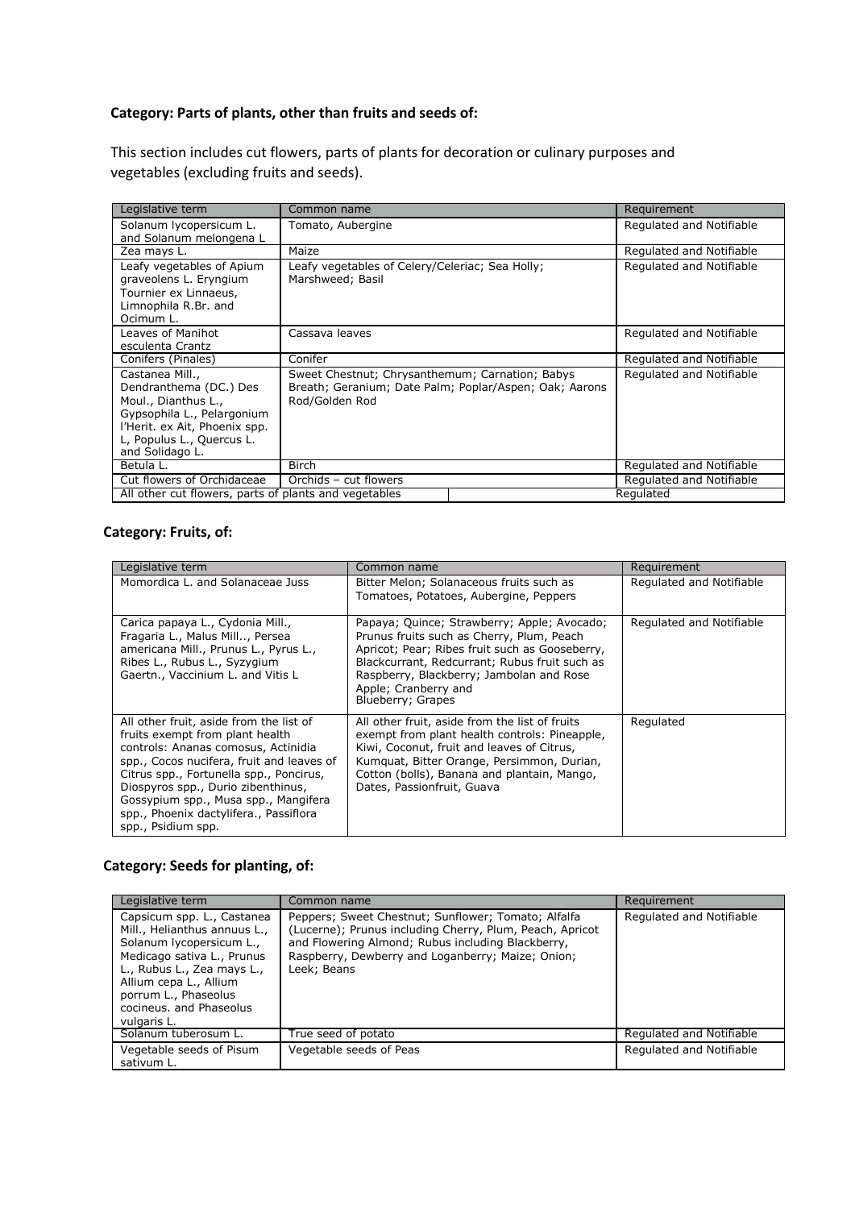**Category: Parts of plants, other than fruits and seeds of:**

This section includes cut flowers, parts of plants for decoration or culinary purposes and vegetables (excluding fruits and seeds).

| Legislative term | Common name | Requirement |
|---|---|---|
| Solanum lycopersicum L. and Solanum melongena L | Tomato, Aubergine | Regulated and Notifiable |
| Zea mays L. | Maize | Regulated and Notifiable |
| Leafy vegetables of Apium graveolens L. Eryngium Tournier ex Linnaeus, Limnophila R.Br. and Ocimum L. | Leafy vegetables of Celery/Celeriac; Sea Holly; Marshweed; Basil | Regulated and Notifiable |
| Leaves of Manihot esculenta Crantz | Cassava leaves | Regulated and Notifiable |
| Conifers (Pinales) | Conifer | Regulated and Notifiable |
| Castanea Mill., Dendranthema (DC.) Des Moul., Dianthus L., Gypsophila L., Pelargonium l'Herit. ex Ait, Phoenix spp. L, Populus L., Quercus L. and Solidago L. | Sweet Chestnut; Chrysanthemum; Carnation; Babys Breath; Geranium; Date Palm; Poplar/Aspen; Oak; Aarons Rod/Golden Rod | Regulated and Notifiable |
| Betula L. | Birch | Regulated and Notifiable |
| Cut flowers of Orchidaceae | Orchids – cut flowers | Regulated and Notifiable |
| All other cut flowers, parts of plants and vegetables | | Regulated |

**Category: Fruits, of:**

| Legislative term | Common name | Requirement |
|---|---|---|
| Momordica L. and Solanaceae Juss | Bitter Melon; Solanaceous fruits such as Tomatoes, Potatoes, Aubergine, Peppers | Regulated and Notifiable |
| Carica papaya L., Cydonia Mill., Fragaria L., Malus Mill.., Persea americana Mill., Prunus L., Pyrus L., Ribes L., Rubus L., Syzygium Gaertn., Vaccinium L. and Vitis L | Papaya; Quince; Strawberry; Apple; Avocado; Prunus fruits such as Cherry, Plum, Peach Apricot; Pear; Ribes fruit such as Gooseberry, Blackcurrant, Redcurrant; Rubus fruit such as Raspberry, Blackberry; Jambolan and Rose Apple; Cranberry and Blueberry; Grapes | Regulated and Notifiable |
| All other fruit, aside from the list of fruits exempt from plant health controls: Ananas comosus, Actinidia spp., Cocos nucifera, fruit and leaves of Citrus spp., Fortunella spp., Poncirus, Diospyros spp., Durio zibenthinus, Gossypium spp., Musa spp., Mangifera spp., Phoenix dactylifera., Passiflora spp., Psidium spp. | All other fruit, aside from the list of fruits exempt from plant health controls: Pineapple, Kiwi, Coconut, fruit and leaves of Citrus, Kumquat, Bitter Orange, Persimmon, Durian, Cotton (bolls), Banana and plantain, Mango, Dates, Passionfruit, Guava | Regulated |

**Category: Seeds for planting, of:**

| Legislative term | Common name | Requirement |
|---|---|---|
| Capsicum spp. L., Castanea Mill., Helianthus annuus L., Solanum lycopersicum L., Medicago sativa L., Prunus L., Rubus L., Zea mays L., Allium cepa L., Allium porrum L., Phaseolus cocineus. and Phaseolus vulgaris L. | Peppers; Sweet Chestnut; Sunflower; Tomato; Alfalfa (Lucerne); Prunus including Cherry, Plum, Peach, Apricot and Flowering Almond; Rubus including Blackberry, Raspberry, Dewberry and Loganberry; Maize; Onion; Leek; Beans | Regulated and Notifiable |
| Solanum tuberosum L. | True seed of potato | Regulated and Notifiable |
| Vegetable seeds of Pisum sativum L. | Vegetable seeds of Peas | Regulated and Notifiable |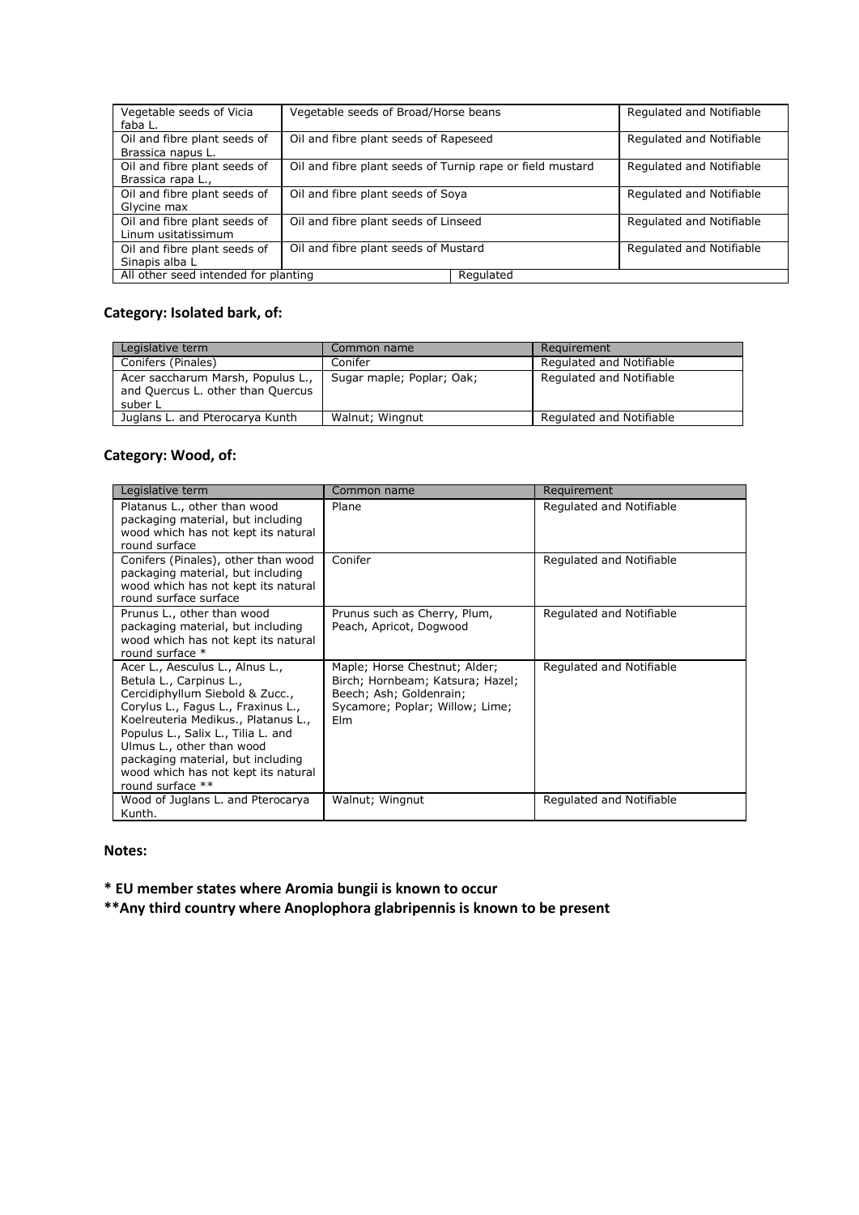| | | |
|---|---|---|
| Vegetable seeds of Vicia faba L. | Vegetable seeds of Broad/Horse beans | Regulated and Notifiable |
| Oil and fibre plant seeds of Brassica napus L. | Oil and fibre plant seeds of Rapeseed | Regulated and Notifiable |
| Oil and fibre plant seeds of Brassica rapa L., | Oil and fibre plant seeds of Turnip rape or field mustard | Regulated and Notifiable |
| Oil and fibre plant seeds of Glycine max | Oil and fibre plant seeds of Soya | Regulated and Notifiable |
| Oil and fibre plant seeds of Linum usitatissimum | Oil and fibre plant seeds of Linseed | Regulated and Notifiable |
| Oil and fibre plant seeds of Sinapis alba L | Oil and fibre plant seeds of Mustard | Regulated and Notifiable |
| All other seed intended for planting | | Regulated |

### Category: Isolated bark, of:

| Legislative term | Common name | Requirement |
|---|---|---|
| Conifers (Pinales) | Conifer | Regulated and Notifiable |
| Acer saccharum Marsh, Populus L., and Quercus L. other than Quercus suber L | Sugar maple; Poplar; Oak; | Regulated and Notifiable |
| Juglans L. and Pterocarya Kunth | Walnut; Wingnut | Regulated and Notifiable |

### Category: Wood, of:

| Legislative term | Common name | Requirement |
|---|---|---|
| Platanus L., other than wood packaging material, but including wood which has not kept its natural round surface | Plane | Regulated and Notifiable |
| Conifers (Pinales), other than wood packaging material, but including wood which has not kept its natural round surface surface | Conifer | Regulated and Notifiable |
| Prunus L., other than wood packaging material, but including wood which has not kept its natural round surface * | Prunus such as Cherry, Plum, Peach, Apricot, Dogwood | Regulated and Notifiable |
| Acer L., Aesculus L., Alnus L., Betula L., Carpinus L., Cercidiphyllum Siebold & Zucc., Corylus L., Fagus L., Fraxinus L., Koelreuteria Medikus., Platanus L., Populus L., Salix L., Tilia L. and Ulmus L., other than wood packaging material, but including wood which has not kept its natural round surface ** | Maple; Horse Chestnut; Alder; Birch; Hornbeam; Katsura; Hazel; Beech; Ash; Goldenrain; Sycamore; Poplar; Willow; Lime; Elm | Regulated and Notifiable |
| Wood of Juglans L. and Pterocarya Kunth. | Walnut; Wingnut | Regulated and Notifiable |

### Notes:

**\* EU member states where Aromia bungii is known to occur**

**\*\*Any third country where Anoplophora glabripennis is known to be present**